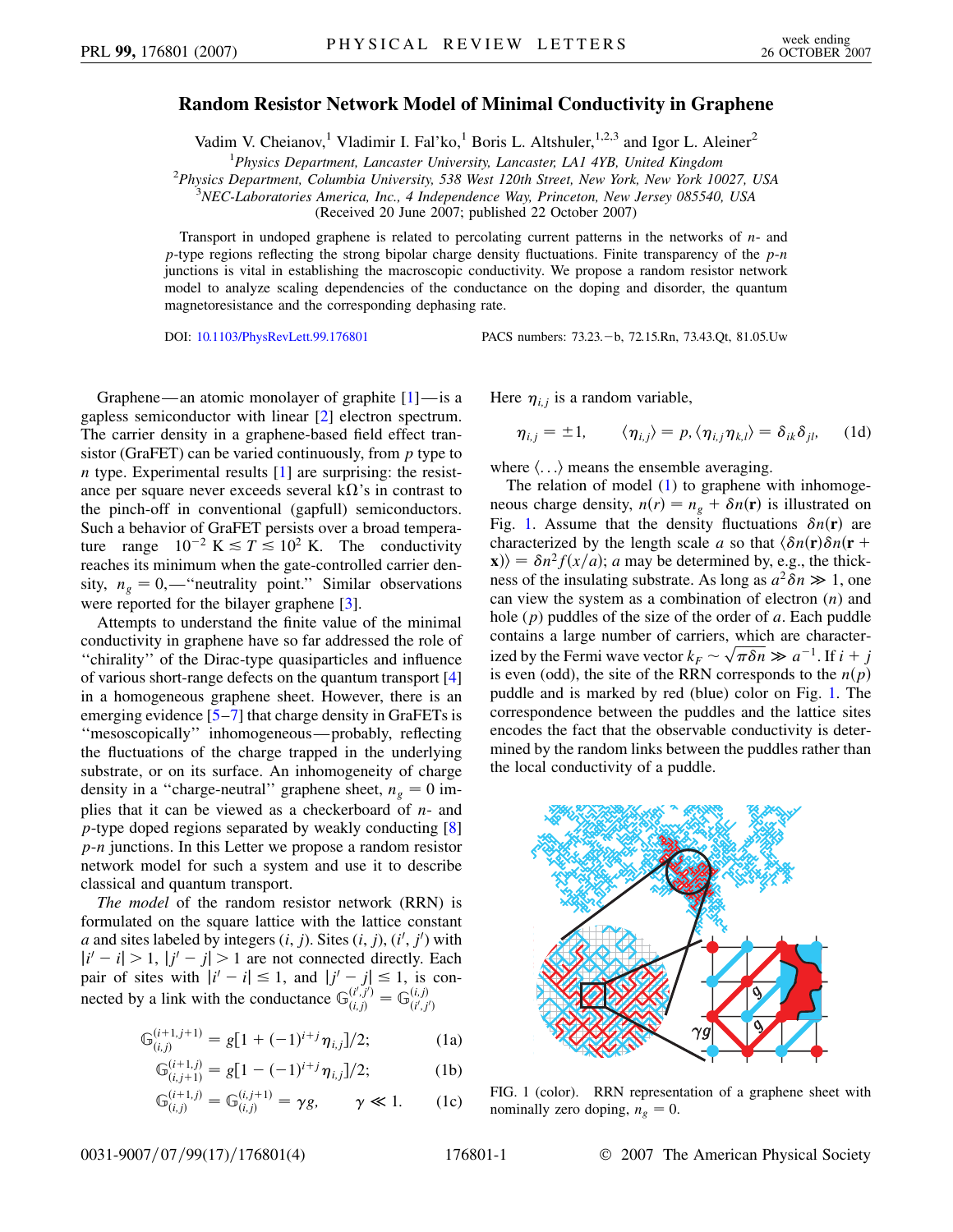# Random Resistor Network Model of Minimal Conductivity in Graphene

Vadim V. Cheianov,[1] Vladimir I. Fal'ko,[1] Boris L. Altshuler,[1,2,3] and Igor L. Aleiner[2]

[1]*Physics Department, Lancaster University, Lancaster, LA1 4YB, United Kingdom*
[2]*Physics Department, Columbia University, 538 West 120th Street, New York, New York 10027, USA*
[3]*NEC-Laboratories America, Inc., 4 Independence Way, Princeton, New Jersey 085540, USA*
(Received 20 June 2007; published 22 October 2007)

Transport in undoped graphene is related to percolating current patterns in the networks of $n$- and $p$-type regions reflecting the strong bipolar charge density fluctuations. Finite transparency of the $p$-$n$ junctions is vital in establishing the macroscopic conductivity. We propose a random resistor network model to analyze scaling dependencies of the conductance on the doping and disorder, the quantum magnetoresistance and the corresponding dephasing rate.

DOI: 10.1103/PhysRevLett.99.176801 PACS numbers: 73.23.−b, 72.15.Rn, 73.43.Qt, 81.05.Uw

Graphene—an atomic monolayer of graphite [1]—is a gapless semiconductor with linear [2] electron spectrum. The carrier density in a graphene-based field effect transistor (GraFET) can be varied continuously, from $p$ type to $n$ type. Experimental results [1] are surprising: the resistance per square never exceeds several k$\Omega$'s in contrast to the pinch-off in conventional (gapfull) semiconductors. Such a behavior of GraFET persists over a broad temperature range $10^{-2}$ K $\lesssim T \lesssim 10^2$ K. The conductivity reaches its minimum when the gate-controlled carrier density, $n_g = 0$,—"neutrality point." Similar observations were reported for the bilayer graphene [3].

Attempts to understand the finite value of the minimal conductivity in graphene have so far addressed the role of "chirality" of the Dirac-type quasiparticles and influence of various short-range defects on the quantum transport [4] in a homogeneous graphene sheet. However, there is an emerging evidence [5–7] that charge density in GraFETs is "mesoscopically" inhomogeneous—probably, reflecting the fluctuations of the charge trapped in the underlying substrate, or on its surface. An inhomogeneity of charge density in a "charge-neutral" graphene sheet, $n_g = 0$ implies that it can be viewed as a checkerboard of $n$- and $p$-type doped regions separated by weakly conducting [8] $p$-$n$ junctions. In this Letter we propose a random resistor network model for such a system and use it to describe classical and quantum transport.

*The model* of the random resistor network (RRN) is formulated on the square lattice with the lattice constant $a$ and sites labeled by integers $(i, j)$. Sites $(i, j)$, $(i', j')$ with $|i' - i| > 1$, $|j' - j| > 1$ are not connected directly. Each pair of sites with $|i' - i| \le 1$, and $|j' - j| \le 1$, is connected by a link with the conductance $\mathbb{G}_{(i,j)}^{(i',j')} = \mathbb{G}_{(i',j')}^{(i,j)}$

$$\mathbb{G}_{(i,j)}^{(i+1,j+1)} = g[1 + (-1)^{i+j}\eta_{i,j}]/2; \tag{1a}$$

$$\mathbb{G}_{(i,j+1)}^{(i+1,j)} = g[1 - (-1)^{i+j}\eta_{i,j}]/2; \tag{1b}$$

$$\mathbb{G}_{(i,j)}^{(i+1,j)} = \mathbb{G}_{(i,j)}^{(i,j+1)} = \gamma g, \qquad \gamma \ll 1. \tag{1c}$$

Here $\eta_{i,j}$ is a random variable,

$$\eta_{i,j} = \pm 1, \qquad \langle \eta_{i,j} \rangle = p, \langle \eta_{i,j}\eta_{k,l} \rangle = \delta_{ik}\delta_{jl}, \tag{1d}$$

where $\langle \ldots \rangle$ means the ensemble averaging.

The relation of model (1) to graphene with inhomogeneous charge density, $n(r) = n_g + \delta n(\mathbf{r})$ is illustrated on Fig. 1. Assume that the density fluctuations $\delta n(\mathbf{r})$ are characterized by the length scale $a$ so that $\langle \delta n(\mathbf{r}) \delta n(\mathbf{r} + \mathbf{x}) \rangle = \delta n^2 f(x/a)$; $a$ may be determined by, e.g., the thickness of the insulating substrate. As long as $a^2 \delta n \gg 1$, one can view the system as a combination of electron ($n$) and hole ($p$) puddles of the size of the order of $a$. Each puddle contains a large number of carriers, which are characterized by the Fermi wave vector $k_F \sim \sqrt{\pi \delta n} \gg a^{-1}$. If $i + j$ is even (odd), the site of the RRN corresponds to the $n(p)$ puddle and is marked by red (blue) color on Fig. 1. The correspondence between the puddles and the lattice sites encodes the fact that the observable conductivity is determined by the random links between the puddles rather than the local conductivity of a puddle.

FIG. 1 (color). RRN representation of a graphene sheet with nominally zero doping, $n_g = 0$.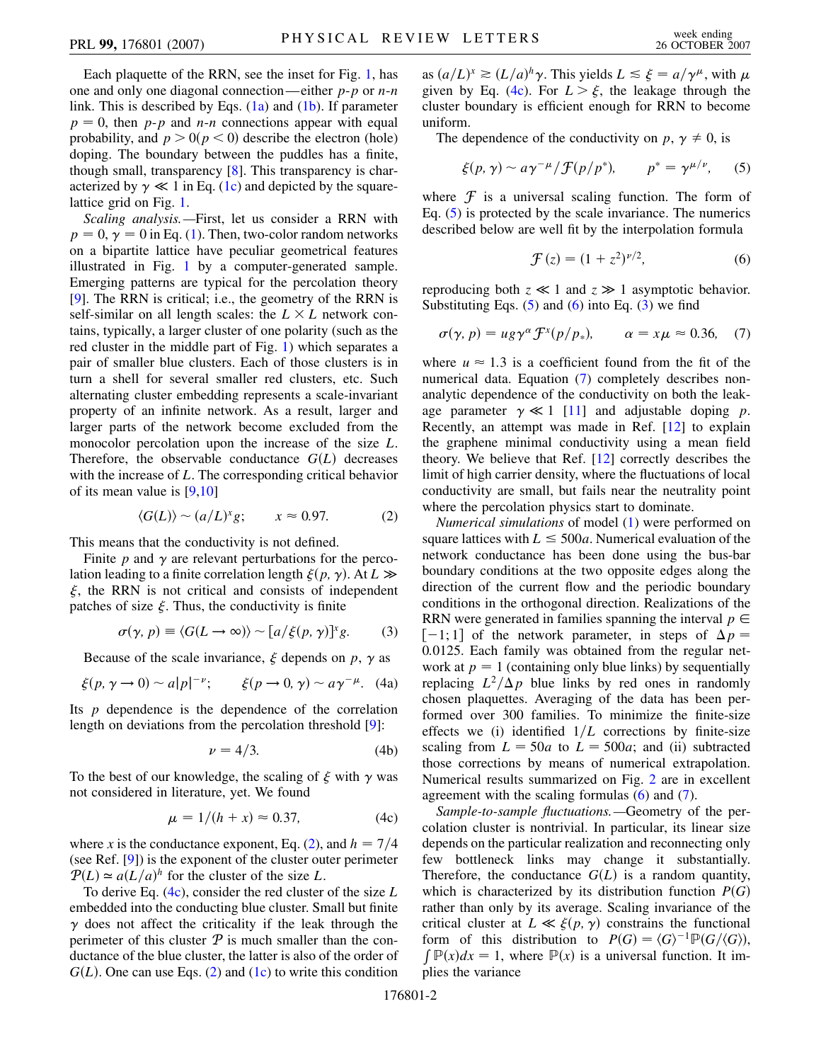Each plaquette of the RRN, see the inset for Fig. 1, has one and only one diagonal connection—either $p$-$p$ or $n$-$n$ link. This is described by Eqs. (1a) and (1b). If parameter $p = 0$, then $p$-$p$ and $n$-$n$ connections appear with equal probability, and $p > 0 (p < 0)$ describe the electron (hole) doping. The boundary between the puddles has a finite, though small, transparency [8]. This transparency is characterized by $\gamma \ll 1$ in Eq. (1c) and depicted by the square-lattice grid on Fig. 1.

*Scaling analysis.*—First, let us consider a RRN with $p = 0$, $\gamma = 0$ in Eq. (1). Then, two-color random networks on a bipartite lattice have peculiar geometrical features illustrated in Fig. 1 by a computer-generated sample. Emerging patterns are typical for the percolation theory [9]. The RRN is critical; i.e., the geometry of the RRN is self-similar on all length scales: the $L \times L$ network contains, typically, a larger cluster of one polarity (such as the red cluster in the middle part of Fig. 1) which separates a pair of smaller blue clusters. Each of those clusters is in turn a shell for several smaller red clusters, etc. Such alternating cluster embedding represents a scale-invariant property of an infinite network. As a result, larger and larger parts of the network become excluded from the monocolor percolation upon the increase of the size $L$. Therefore, the observable conductance $G(L)$ decreases with the increase of $L$. The corresponding critical behavior of its mean value is [9,10]

$$\langle G(L) \rangle \sim (a/L)^x g; \qquad x \approx 0.97. \tag{2}$$

This means that the conductivity is not defined.

Finite $p$ and $\gamma$ are relevant perturbations for the percolation leading to a finite correlation length $\xi(p, \gamma)$. At $L \gg \xi$, the RRN is not critical and consists of independent patches of size $\xi$. Thus, the conductivity is finite

$$\sigma(\gamma, p) \equiv \langle G(L \to \infty) \rangle \sim [a/\xi(p, \gamma)]^x g. \tag{3}$$

Because of the scale invariance, $\xi$ depends on $p$, $\gamma$ as

$$\xi(p, \gamma \to 0) \sim a|p|^{-\nu}; \qquad \xi(p \to 0, \gamma) \sim a\gamma^{-\mu}. \tag{4a}$$

Its $p$ dependence is the dependence of the correlation length on deviations from the percolation threshold [9]:

$$\nu = 4/3. \tag{4b}$$

To the best of our knowledge, the scaling of $\xi$ with $\gamma$ was not considered in literature, yet. We found

$$\mu = 1/(h + x) \approx 0.37, \tag{4c}$$

where $x$ is the conductance exponent, Eq. (2), and $h = 7/4$ (see Ref. [9]) is the exponent of the cluster outer perimeter $\mathcal{P}(L) \simeq a(L/a)^h$ for the cluster of the size $L$.

To derive Eq. (4c), consider the red cluster of the size $L$ embedded into the conducting blue cluster. Small but finite $\gamma$ does not affect the criticality if the leak through the perimeter of this cluster $\mathcal{P}$ is much smaller than the conductance of the blue cluster, the latter is also of the order of $G(L)$. One can use Eqs. (2) and (1c) to write this condition as $(a/L)^x \gtrsim (L/a)^h \gamma$. This yields $L \lesssim \xi = a/\gamma^\mu$, with $\mu$ given by Eq. (4c). For $L > \xi$, the leakage through the cluster boundary is efficient enough for RRN to become uniform.

The dependence of the conductivity on $p$, $\gamma \neq 0$, is

$$\xi(p, \gamma) \sim a\gamma^{-\mu}/\mathcal{F}(p/p^*), \qquad p^* = \gamma^{\mu/\nu}, \tag{5}$$

where $\mathcal{F}$ is a universal scaling function. The form of Eq. (5) is protected by the scale invariance. The numerics described below are well fit by the interpolation formula

$$\mathcal{F}(z) = (1 + z^2)^{\nu/2}, \tag{6}$$

reproducing both $z \ll 1$ and $z \gg 1$ asymptotic behavior. Substituting Eqs. (5) and (6) into Eq. (3) we find

$$\sigma(\gamma, p) = ug\gamma^\alpha \mathcal{F}^x(p/p_*), \qquad \alpha = x\mu \approx 0.36, \tag{7}$$

where $u \approx 1.3$ is a coefficient found from the fit of the numerical data. Equation (7) completely describes non-analytic dependence of the conductivity on both the leakage parameter $\gamma \ll 1$ [11] and adjustable doping $p$. Recently, an attempt was made in Ref. [12] to explain the graphene minimal conductivity using a mean field theory. We believe that Ref. [12] correctly describes the limit of high carrier density, where the fluctuations of local conductivity are small, but fails near the neutrality point where the percolation physics start to dominate.

*Numerical simulations* of model (1) were performed on square lattices with $L \leq 500a$. Numerical evaluation of the network conductance has been done using the bus-bar boundary conditions at the two opposite edges along the direction of the current flow and the periodic boundary conditions in the orthogonal direction. Realizations of the RRN were generated in families spanning the interval $p \in [-1; 1]$ of the network parameter, in steps of $\Delta p = 0.0125$. Each family was obtained from the regular network at $p = 1$ (containing only blue links) by sequentially replacing $L^2/\Delta p$ blue links by red ones in randomly chosen plaquettes. Averaging of the data has been performed over 300 families. To minimize the finite-size effects we (i) identified $1/L$ corrections by finite-size scaling from $L = 50a$ to $L = 500a$; and (ii) subtracted those corrections by means of numerical extrapolation. Numerical results summarized on Fig. 2 are in excellent agreement with the scaling formulas (6) and (7).

*Sample-to-sample fluctuations.*—Geometry of the percolation cluster is nontrivial. In particular, its linear size depends on the particular realization and reconnecting only few bottleneck links may change it substantially. Therefore, the conductance $G(L)$ is a random quantity, which is characterized by its distribution function $P(G)$ rather than only by its average. Scaling invariance of the critical cluster at $L \ll \xi(p, \gamma)$ constrains the functional form of this distribution to $P(G) = \langle G \rangle^{-1} \mathbb{P}(G/\langle G \rangle)$, $\int \mathbb{P}(x)dx = 1$, where $\mathbb{P}(x)$ is a universal function. It implies the variance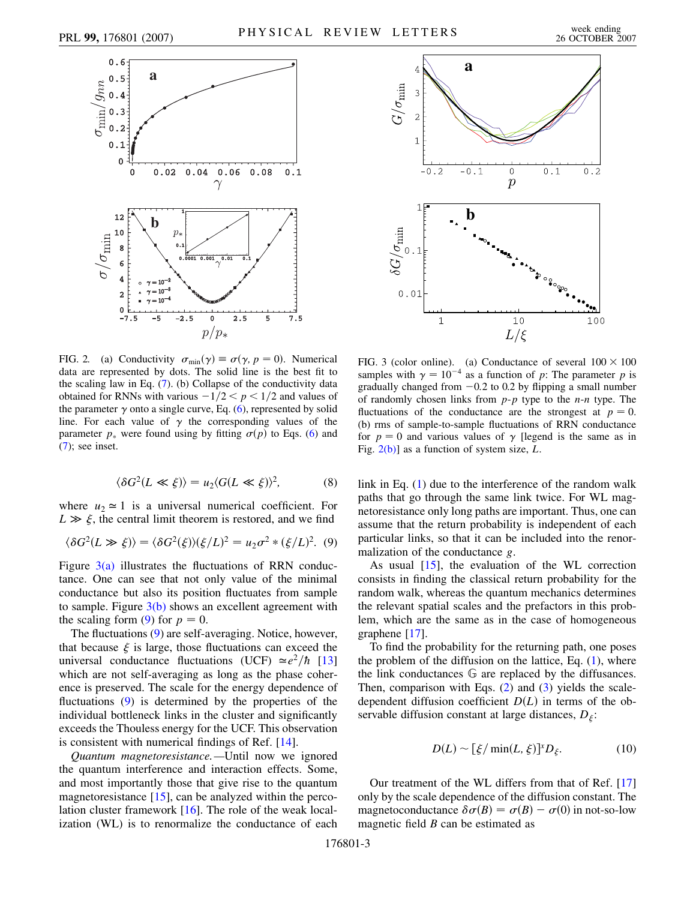FIG. 2. (a) Conductivity $\sigma_{\min}(\gamma) \equiv \sigma(\gamma, p = 0)$. Numerical data are represented by dots. The solid line is the best fit to the scaling law in Eq. (7). (b) Collapse of the conductivity data obtained for RNNs with various $-1/2 < p < 1/2$ and values of the parameter $\gamma$ onto a single curve, Eq. (6), represented by solid line. For each value of $\gamma$ the corresponding values of the parameter $p_*$ were found using by fitting $\sigma(p)$ to Eqs. (6) and (7); see inset.

$$\langle \delta G^2(L \ll \xi) \rangle = u_2 \langle G(L \ll \xi) \rangle^2, \tag{8}$$

where $u_2 \simeq 1$ is a universal numerical coefficient. For $L \gg \xi$, the central limit theorem is restored, and we find

$$\langle \delta G^2(L \gg \xi) \rangle = \langle \delta G^2(\xi) \rangle (\xi/L)^2 = u_2 \sigma^2 * (\xi/L)^2. \tag{9}$$

Figure 3(a) illustrates the fluctuations of RRN conductance. One can see that not only value of the minimal conductance but also its position fluctuates from sample to sample. Figure 3(b) shows an excellent agreement with the scaling form (9) for $p = 0$.

The fluctuations (9) are self-averaging. Notice, however, that because $\xi$ is large, those fluctuations can exceed the universal conductance fluctuations (UCF) $\simeq e^2/\hbar$ [13] which are not self-averaging as long as the phase coherence is preserved. The scale for the energy dependence of fluctuations (9) is determined by the properties of the individual bottleneck links in the cluster and significantly exceeds the Thouless energy for the UCF. This observation is consistent with numerical findings of Ref. [14].

*Quantum magnetoresistance.*—Until now we ignored the quantum interference and interaction effects. Some, and most importantly those that give rise to the quantum magnetoresistance [15], can be analyzed within the percolation cluster framework [16]. The role of the weak localization (WL) is to renormalize the conductance of each link in Eq. (1) due to the interference of the random walk paths that go through the same link twice. For WL magnetoresistance only long paths are important. Thus, one can assume that the return probability is independent of each particular links, so that it can be included into the renormalization of the conductance $g$.

FIG. 3 (color online). (a) Conductance of several $100 \times 100$ samples with $\gamma = 10^{-4}$ as a function of $p$: The parameter $p$ is gradually changed from $-0.2$ to 0.2 by flipping a small number of randomly chosen links from $p$-$p$ type to the $n$-$n$ type. The fluctuations of the conductance are the strongest at $p = 0$. (b) rms of sample-to-sample fluctuations of RRN conductance for $p = 0$ and various values of $\gamma$ [legend is the same as in Fig. 2(b)] as a function of system size, $L$.

As usual [15], the evaluation of the WL correction consists in finding the classical return probability for the random walk, whereas the quantum mechanics determines the relevant spatial scales and the prefactors in this problem, which are the same as in the case of homogeneous graphene [17].

To find the probability for the returning path, one poses the problem of the diffusion on the lattice, Eq. (1), where the link conductances $\mathbb{G}$ are replaced by the diffusances. Then, comparison with Eqs. (2) and (3) yields the scale-dependent diffusion coefficient $D(L)$ in terms of the observable diffusion constant at large distances, $D_\xi$:

$$D(L) \sim [\xi/\min(L, \xi)]^x D_\xi. \tag{10}$$

Our treatment of the WL differs from that of Ref. [17] only by the scale dependence of the diffusion constant. The magnetoconductance $\delta\sigma(B) = \sigma(B) - \sigma(0)$ in not-so-low magnetic field $B$ can be estimated as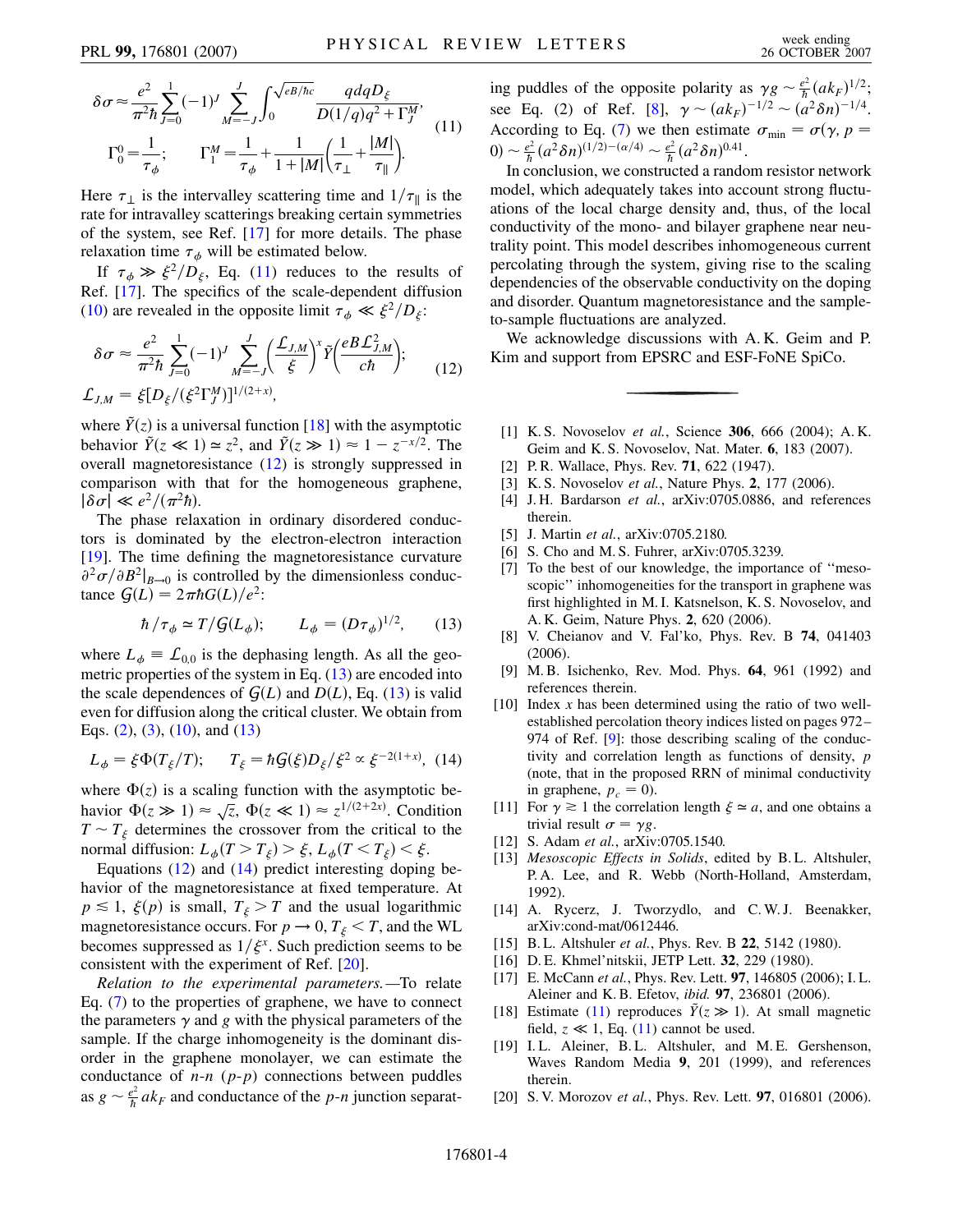$$\delta\sigma \approx \frac{e^2}{\pi^2\hbar}\sum_{J=0}^{1}(-1)^J\sum_{M=-J}^{J}\int_0^{\sqrt{eB/\hbar c}}\frac{qdqD_\xi}{D(1/q)q^2+\Gamma_J^M}, \tag{11}$$
$$\Gamma_0^0=\frac{1}{\tau_\phi}; \qquad \Gamma_1^M=\frac{1}{\tau_\phi}+\frac{1}{1+|M|}\left(\frac{1}{\tau_\perp}+\frac{|M|}{\tau_\parallel}\right).$$

Here $\tau_\perp$ is the intervalley scattering time and $1/\tau_\parallel$ is the rate for intravalley scatterings breaking certain symmetries of the system, see Ref. [17] for more details. The phase relaxation time $\tau_\phi$ will be estimated below.

If $\tau_\phi \gg \xi^2/D_\xi$, Eq. (11) reduces to the results of Ref. [17]. The specifics of the scale-dependent diffusion (10) are revealed in the opposite limit $\tau_\phi \ll \xi^2/D_\xi$:

$$\delta\sigma \approx \frac{e^2}{\pi^2\hbar}\sum_{J=0}^{1}(-1)^J\sum_{M=-J}^{J}\left(\frac{\mathcal{L}_{J,M}}{\xi}\right)^x\tilde{Y}\left(\frac{eB\mathcal{L}_{J,M}^2}{c\hbar}\right); \tag{12}$$
$$\mathcal{L}_{J,M}=\xi[D_\xi/(\xi^2\Gamma_J^M)]^{1/(2+x)},$$

where $\tilde{Y}(z)$ is a universal function [18] with the asymptotic behavior $\tilde{Y}(z \ll 1) \simeq z^2$, and $\tilde{Y}(z \gg 1) \approx 1 - z^{-x/2}$. The overall magnetoresistance (12) is strongly suppressed in comparison with that for the homogeneous graphene, $|\delta\sigma| \ll e^2/(\pi^2\hbar)$.

The phase relaxation in ordinary disordered conductors is dominated by the electron-electron interaction [19]. The time defining the magnetoresistance curvature $\partial^2\sigma/\partial B^2|_{B\to 0}$ is controlled by the dimensionless conductance $\mathcal{G}(L) = 2\pi\hbar G(L)/e^2$:

$$\hbar/\tau_\phi \simeq T/\mathcal{G}(L_\phi); \qquad L_\phi = (D\tau_\phi)^{1/2}, \tag{13}$$

where $L_\phi \equiv \mathcal{L}_{0,0}$ is the dephasing length. As all the geometric properties of the system in Eq. (13) are encoded into the scale dependences of $\mathcal{G}(L)$ and $D(L)$, Eq. (13) is valid even for diffusion along the critical cluster. We obtain from Eqs. (2), (3), (10), and (13)

$$L_\phi = \xi\Phi(T_\xi/T); \qquad T_\xi = \hbar\mathcal{G}(\xi)D_\xi/\xi^2 \propto \xi^{-2(1+x)}, \tag{14}$$

where $\Phi(z)$ is a scaling function with the asymptotic behavior $\Phi(z \gg 1) \approx \sqrt{z}$, $\Phi(z \ll 1) \approx z^{1/(2+2x)}$. Condition $T \sim T_\xi$ determines the crossover from the critical to the normal diffusion: $L_\phi(T > T_\xi) > \xi$, $L_\phi(T < T_\xi) < \xi$.

Equations (12) and (14) predict interesting doping behavior of the magnetoresistance at fixed temperature. At $p \lesssim 1$, $\xi(p)$ is small, $T_\xi > T$ and the usual logarithmic magnetoresistance occurs. For $p \to 0$, $T_\xi < T$, and the WL becomes suppressed as $1/\xi^x$. Such prediction seems to be consistent with the experiment of Ref. [20].

*Relation to the experimental parameters.*—To relate Eq. (7) to the properties of graphene, we have to connect the parameters $\gamma$ and $g$ with the physical parameters of the sample. If the charge inhomogeneity is the dominant disorder in the graphene monolayer, we can estimate the conductance of *n*-*n* (*p*-*p*) connections between puddles as $g \sim \frac{e^2}{\hbar}ak_F$ and conductance of the *p*-*n* junction separating puddles of the opposite polarity as $\gamma g \sim \frac{e^2}{\hbar}(ak_F)^{1/2}$; see Eq. (2) of Ref. [8], $\gamma \sim (ak_F)^{-1/2} \sim (a^2\delta n)^{-1/4}$. According to Eq. (7) we then estimate $\sigma_{\min} = \sigma(\gamma, p = 0) \sim \frac{e^2}{\hbar}(a^2\delta n)^{(1/2)-(\alpha/4)} \sim \frac{e^2}{\hbar}(a^2\delta n)^{0.41}$.

In conclusion, we constructed a random resistor network model, which adequately takes into account strong fluctuations of the local charge density and, thus, of the local conductivity of the mono- and bilayer graphene near neutrality point. This model describes inhomogeneous current percolating through the system, giving rise to the scaling dependencies of the observable conductivity on the doping and disorder. Quantum magnetoresistance and the sample-to-sample fluctuations are analyzed.

We acknowledge discussions with A. K. Geim and P. Kim and support from EPSRC and ESF-FoNE SpiCo.

---

[1] K. S. Novoselov *et al.*, Science **306**, 666 (2004); A. K. Geim and K. S. Novoselov, Nat. Mater. **6**, 183 (2007).

[2] P. R. Wallace, Phys. Rev. **71**, 622 (1947).

[3] K. S. Novoselov *et al.*, Nature Phys. **2**, 177 (2006).

[4] J. H. Bardarson *et al.*, arXiv:0705.0886, and references therein.

[5] J. Martin *et al.*, arXiv:0705.2180.

[6] S. Cho and M. S. Fuhrer, arXiv:0705.3239.

[7] To the best of our knowledge, the importance of "mesoscopic" inhomogeneities for the transport in graphene was first highlighted in M. I. Katsnelson, K. S. Novoselov, and A. K. Geim, Nature Phys. **2**, 620 (2006).

[8] V. Cheianov and V. Fal'ko, Phys. Rev. B **74**, 041403 (2006).

[9] M. B. Isichenko, Rev. Mod. Phys. **64**, 961 (1992) and references therein.

[10] Index $x$ has been determined using the ratio of two well-established percolation theory indices listed on pages 972–974 of Ref. [9]: those describing scaling of the conductivity and correlation length as functions of density, $p$ (note, that in the proposed RRN of minimal conductivity in graphene, $p_c = 0$).

[11] For $\gamma \gtrsim 1$ the correlation length $\xi \simeq a$, and one obtains a trivial result $\sigma = \gamma g$.

[12] S. Adam *et al.*, arXiv:0705.1540.

[13] *Mesoscopic Effects in Solids*, edited by B. L. Altshuler, P. A. Lee, and R. Webb (North-Holland, Amsterdam, 1992).

[14] A. Rycerz, J. Tworzydlo, and C. W. J. Beenakker, arXiv:cond-mat/0612446.

[15] B. L. Altshuler *et al.*, Phys. Rev. B **22**, 5142 (1980).

[16] D. E. Khmel'nitskii, JETP Lett. **32**, 229 (1980).

[17] E. McCann *et al.*, Phys. Rev. Lett. **97**, 146805 (2006); I. L. Aleiner and K. B. Efetov, *ibid.* **97**, 236801 (2006).

[18] Estimate (11) reproduces $\tilde{Y}(z \gg 1)$. At small magnetic field, $z \ll 1$, Eq. (11) cannot be used.

[19] I. L. Aleiner, B. L. Altshuler, and M. E. Gershenson, Waves Random Media **9**, 201 (1999), and references therein.

[20] S. V. Morozov *et al.*, Phys. Rev. Lett. **97**, 016801 (2006).